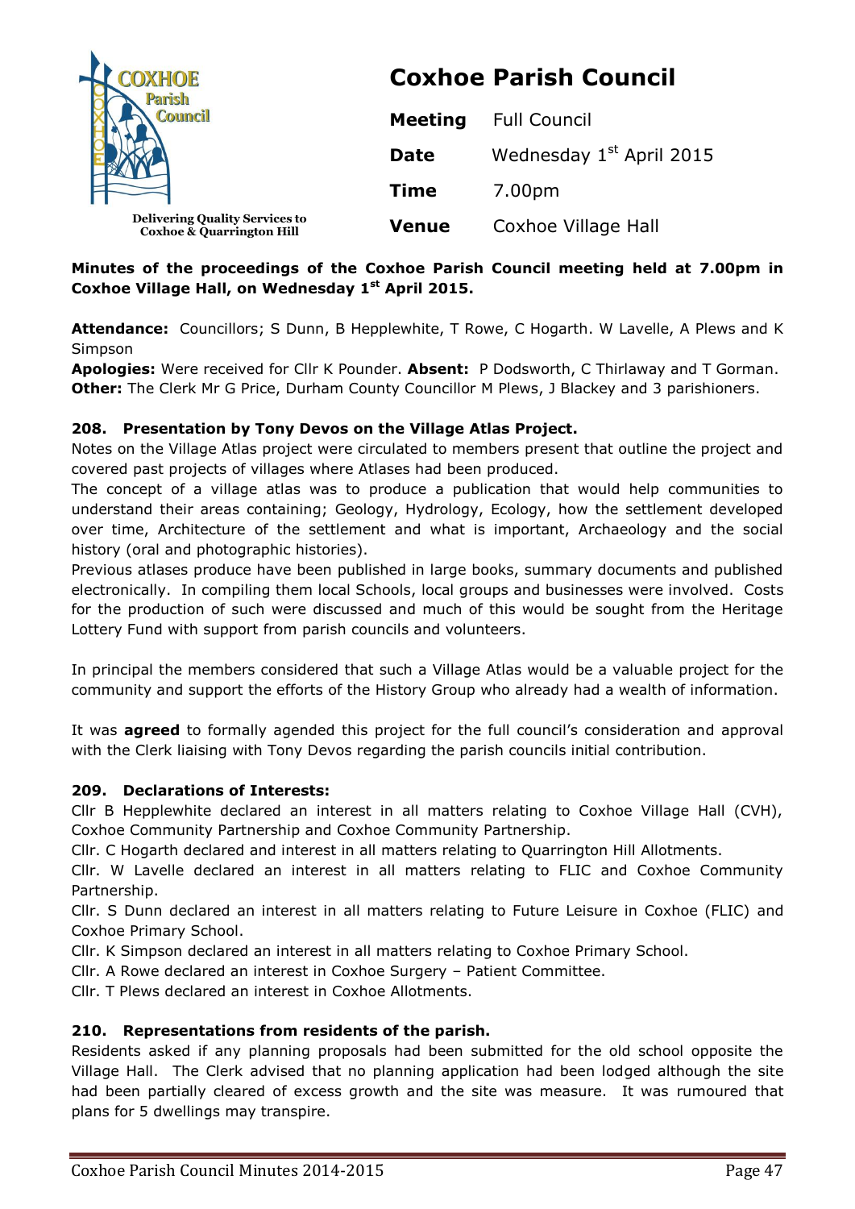Delivering Quality Services to Coxhoe & Quarrington Hill

# Coxhoe Parish Council

| | |
|---|---|
| **Meeting** | Full Council |
| **Date** | Wednesday 1st April 2015 |
| **Time** | 7.00pm |
| **Venue** | Coxhoe Village Hall |

**Minutes of the proceedings of the Coxhoe Parish Council meeting held at 7.00pm in Coxhoe Village Hall, on Wednesday 1st April 2015.**

**Attendance:** Councillors; S Dunn, B Hepplewhite, T Rowe, C Hogarth. W Lavelle, A Plews and K Simpson

**Apologies:** Were received for Cllr K Pounder. **Absent:** P Dodsworth, C Thirlaway and T Gorman.

**Other:** The Clerk Mr G Price, Durham County Councillor M Plews, J Blackey and 3 parishioners.

### 208. Presentation by Tony Devos on the Village Atlas Project.

Notes on the Village Atlas project were circulated to members present that outline the project and covered past projects of villages where Atlases had been produced.

The concept of a village atlas was to produce a publication that would help communities to understand their areas containing; Geology, Hydrology, Ecology, how the settlement developed over time, Architecture of the settlement and what is important, Archaeology and the social history (oral and photographic histories).

Previous atlases produce have been published in large books, summary documents and published electronically. In compiling them local Schools, local groups and businesses were involved. Costs for the production of such were discussed and much of this would be sought from the Heritage Lottery Fund with support from parish councils and volunteers.

In principal the members considered that such a Village Atlas would be a valuable project for the community and support the efforts of the History Group who already had a wealth of information.

It was **agreed** to formally agended this project for the full council's consideration and approval with the Clerk liaising with Tony Devos regarding the parish councils initial contribution.

### 209. Declarations of Interests:

Cllr B Hepplewhite declared an interest in all matters relating to Coxhoe Village Hall (CVH), Coxhoe Community Partnership and Coxhoe Community Partnership.

Cllr. C Hogarth declared and interest in all matters relating to Quarrington Hill Allotments.

Cllr. W Lavelle declared an interest in all matters relating to FLIC and Coxhoe Community Partnership.

Cllr. S Dunn declared an interest in all matters relating to Future Leisure in Coxhoe (FLIC) and Coxhoe Primary School.

Cllr. K Simpson declared an interest in all matters relating to Coxhoe Primary School.

Cllr. A Rowe declared an interest in Coxhoe Surgery – Patient Committee.

Cllr. T Plews declared an interest in Coxhoe Allotments.

### 210. Representations from residents of the parish.

Residents asked if any planning proposals had been submitted for the old school opposite the Village Hall. The Clerk advised that no planning application had been lodged although the site had been partially cleared of excess growth and the site was measure. It was rumoured that plans for 5 dwellings may transpire.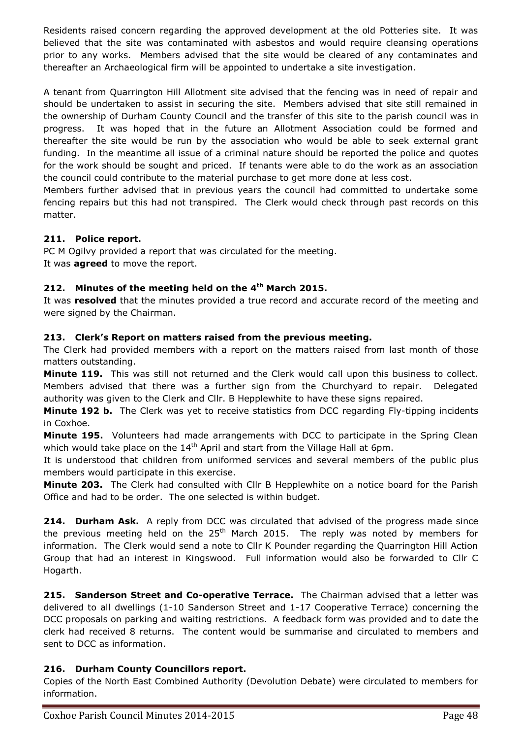Residents raised concern regarding the approved development at the old Potteries site. It was believed that the site was contaminated with asbestos and would require cleansing operations prior to any works. Members advised that the site would be cleared of any contaminates and thereafter an Archaeological firm will be appointed to undertake a site investigation.

A tenant from Quarrington Hill Allotment site advised that the fencing was in need of repair and should be undertaken to assist in securing the site. Members advised that site still remained in the ownership of Durham County Council and the transfer of this site to the parish council was in progress. It was hoped that in the future an Allotment Association could be formed and thereafter the site would be run by the association who would be able to seek external grant funding. In the meantime all issue of a criminal nature should be reported the police and quotes for the work should be sought and priced. If tenants were able to do the work as an association the council could contribute to the material purchase to get more done at less cost.
Members further advised that in previous years the council had committed to undertake some fencing repairs but this had not transpired. The Clerk would check through past records on this matter.

### 211. Police report.

PC M Ogilvy provided a report that was circulated for the meeting.
It was **agreed** to move the report.

### 212. Minutes of the meeting held on the 4th March 2015.

It was **resolved** that the minutes provided a true record and accurate record of the meeting and were signed by the Chairman.

### 213. Clerk's Report on matters raised from the previous meeting.

The Clerk had provided members with a report on the matters raised from last month of those matters outstanding.

**Minute 119.** This was still not returned and the Clerk would call upon this business to collect. Members advised that there was a further sign from the Churchyard to repair. Delegated authority was given to the Clerk and Cllr. B Hepplewhite to have these signs repaired.

**Minute 192 b.** The Clerk was yet to receive statistics from DCC regarding Fly-tipping incidents in Coxhoe.

**Minute 195.** Volunteers had made arrangements with DCC to participate in the Spring Clean which would take place on the 14th April and start from the Village Hall at 6pm.
It is understood that children from uniformed services and several members of the public plus members would participate in this exercise.

**Minute 203.** The Clerk had consulted with Cllr B Hepplewhite on a notice board for the Parish Office and had to be order. The one selected is within budget.

**214. Durham Ask.** A reply from DCC was circulated that advised of the progress made since the previous meeting held on the 25th March 2015. The reply was noted by members for information. The Clerk would send a note to Cllr K Pounder regarding the Quarrington Hill Action Group that had an interest in Kingswood. Full information would also be forwarded to Cllr C Hogarth.

**215. Sanderson Street and Co-operative Terrace.** The Chairman advised that a letter was delivered to all dwellings (1-10 Sanderson Street and 1-17 Cooperative Terrace) concerning the DCC proposals on parking and waiting restrictions. A feedback form was provided and to date the clerk had received 8 returns. The content would be summarise and circulated to members and sent to DCC as information.

### 216. Durham County Councillors report.

Copies of the North East Combined Authority (Devolution Debate) were circulated to members for information.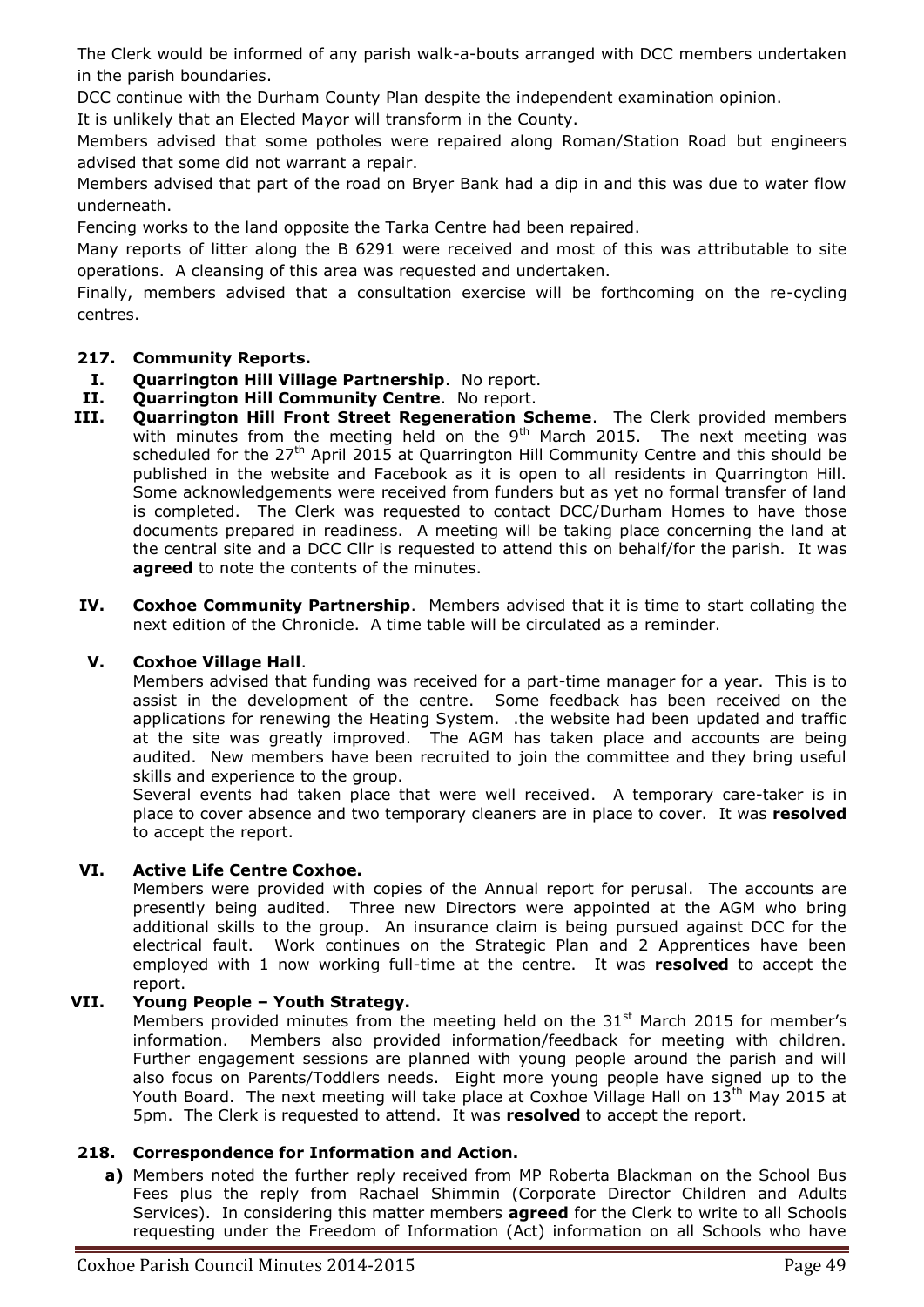The Clerk would be informed of any parish walk-a-bouts arranged with DCC members undertaken in the parish boundaries.

DCC continue with the Durham County Plan despite the independent examination opinion.

It is unlikely that an Elected Mayor will transform in the County.

Members advised that some potholes were repaired along Roman/Station Road but engineers advised that some did not warrant a repair.

Members advised that part of the road on Bryer Bank had a dip in and this was due to water flow underneath.

Fencing works to the land opposite the Tarka Centre had been repaired.

Many reports of litter along the B 6291 were received and most of this was attributable to site operations. A cleansing of this area was requested and undertaken.

Finally, members advised that a consultation exercise will be forthcoming on the re-cycling centres.

**217. Community Reports.**

**I. Quarrington Hill Village Partnership**. No report.

**II. Quarrington Hill Community Centre**. No report.

**III. Quarrington Hill Front Street Regeneration Scheme**. The Clerk provided members with minutes from the meeting held on the 9th March 2015. The next meeting was scheduled for the 27th April 2015 at Quarrington Hill Community Centre and this should be published in the website and Facebook as it is open to all residents in Quarrington Hill. Some acknowledgements were received from funders but as yet no formal transfer of land is completed. The Clerk was requested to contact DCC/Durham Homes to have those documents prepared in readiness. A meeting will be taking place concerning the land at the central site and a DCC Cllr is requested to attend this on behalf/for the parish. It was **agreed** to note the contents of the minutes.

**IV. Coxhoe Community Partnership**. Members advised that it is time to start collating the next edition of the Chronicle. A time table will be circulated as a reminder.

**V. Coxhoe Village Hall**.

Members advised that funding was received for a part-time manager for a year. This is to assist in the development of the centre. Some feedback has been received on the applications for renewing the Heating System. .the website had been updated and traffic at the site was greatly improved. The AGM has taken place and accounts are being audited. New members have been recruited to join the committee and they bring useful skills and experience to the group.

Several events had taken place that were well received. A temporary care-taker is in place to cover absence and two temporary cleaners are in place to cover. It was **resolved** to accept the report.

**VI. Active Life Centre Coxhoe.**

Members were provided with copies of the Annual report for perusal. The accounts are presently being audited. Three new Directors were appointed at the AGM who bring additional skills to the group. An insurance claim is being pursued against DCC for the electrical fault. Work continues on the Strategic Plan and 2 Apprentices have been employed with 1 now working full-time at the centre. It was **resolved** to accept the report.

**VII. Young People – Youth Strategy.**

Members provided minutes from the meeting held on the 31st March 2015 for member's information. Members also provided information/feedback for meeting with children. Further engagement sessions are planned with young people around the parish and will also focus on Parents/Toddlers needs. Eight more young people have signed up to the Youth Board. The next meeting will take place at Coxhoe Village Hall on 13th May 2015 at 5pm. The Clerk is requested to attend. It was **resolved** to accept the report.

**218. Correspondence for Information and Action.**

**a)** Members noted the further reply received from MP Roberta Blackman on the School Bus Fees plus the reply from Rachael Shimmin (Corporate Director Children and Adults Services). In considering this matter members **agreed** for the Clerk to write to all Schools requesting under the Freedom of Information (Act) information on all Schools who have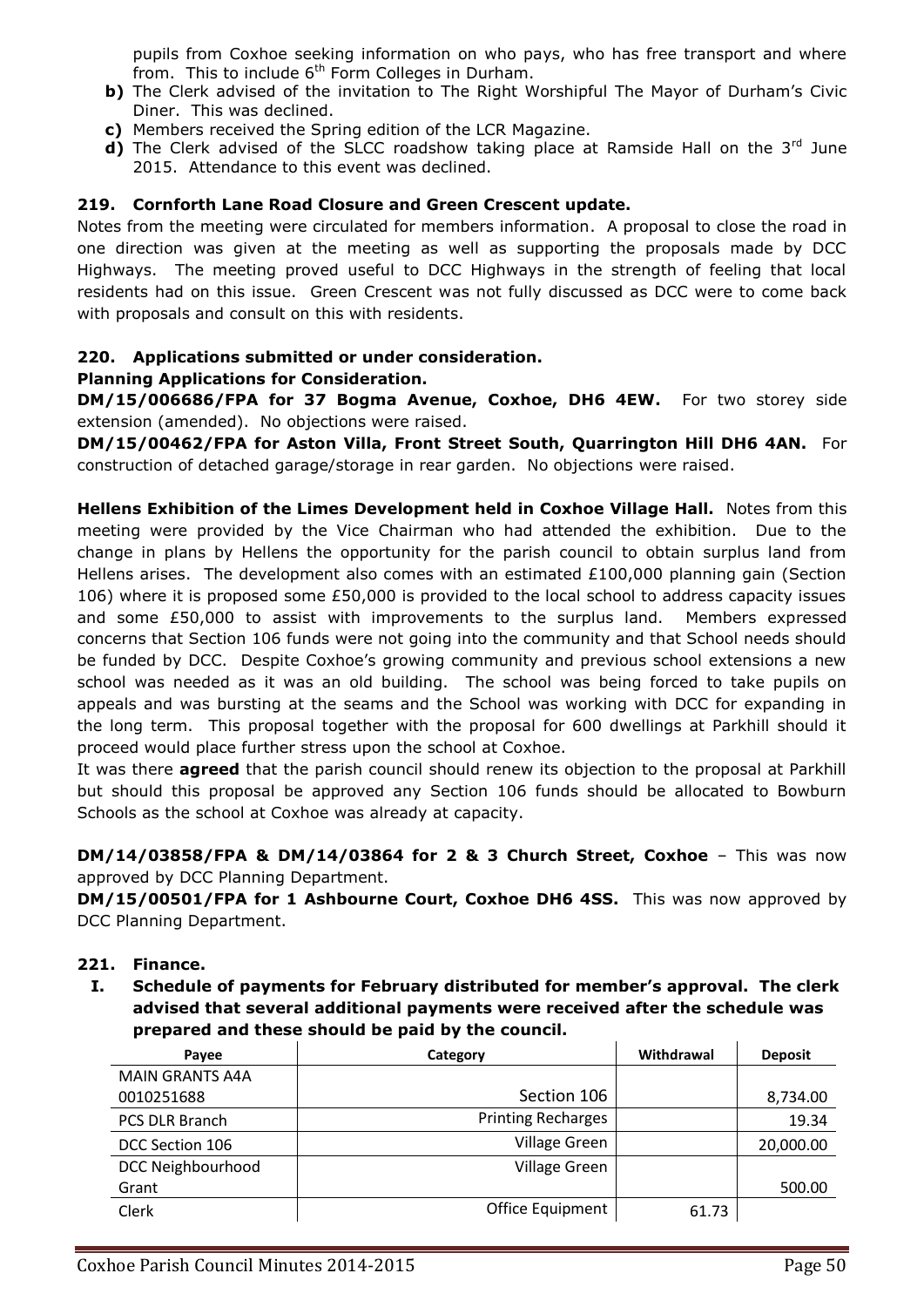pupils from Coxhoe seeking information on who pays, who has free transport and where from. This to include 6th Form Colleges in Durham.

**b)** The Clerk advised of the invitation to The Right Worshipful The Mayor of Durham's Civic Diner. This was declined.

**c)** Members received the Spring edition of the LCR Magazine.

**d)** The Clerk advised of the SLCC roadshow taking place at Ramside Hall on the 3rd June 2015. Attendance to this event was declined.

### 219. Cornforth Lane Road Closure and Green Crescent update.

Notes from the meeting were circulated for members information. A proposal to close the road in one direction was given at the meeting as well as supporting the proposals made by DCC Highways. The meeting proved useful to DCC Highways in the strength of feeling that local residents had on this issue. Green Crescent was not fully discussed as DCC were to come back with proposals and consult on this with residents.

### 220. Applications submitted or under consideration.

**Planning Applications for Consideration.**

**DM/15/006686/FPA for 37 Bogma Avenue, Coxhoe, DH6 4EW.** For two storey side extension (amended). No objections were raised.

**DM/15/00462/FPA for Aston Villa, Front Street South, Quarrington Hill DH6 4AN.** For construction of detached garage/storage in rear garden. No objections were raised.

**Hellens Exhibition of the Limes Development held in Coxhoe Village Hall.** Notes from this meeting were provided by the Vice Chairman who had attended the exhibition. Due to the change in plans by Hellens the opportunity for the parish council to obtain surplus land from Hellens arises. The development also comes with an estimated £100,000 planning gain (Section 106) where it is proposed some £50,000 is provided to the local school to address capacity issues and some £50,000 to assist with improvements to the surplus land. Members expressed concerns that Section 106 funds were not going into the community and that School needs should be funded by DCC. Despite Coxhoe's growing community and previous school extensions a new school was needed as it was an old building. The school was being forced to take pupils on appeals and was bursting at the seams and the School was working with DCC for expanding in the long term. This proposal together with the proposal for 600 dwellings at Parkhill should it proceed would place further stress upon the school at Coxhoe.

It was there **agreed** that the parish council should renew its objection to the proposal at Parkhill but should this proposal be approved any Section 106 funds should be allocated to Bowburn Schools as the school at Coxhoe was already at capacity.

**DM/14/03858/FPA & DM/14/03864 for 2 & 3 Church Street, Coxhoe** – This was now approved by DCC Planning Department.

**DM/15/00501/FPA for 1 Ashbourne Court, Coxhoe DH6 4SS.** This was now approved by DCC Planning Department.

### 221. Finance.

**I. Schedule of payments for February distributed for member's approval. The clerk advised that several additional payments were received after the schedule was prepared and these should be paid by the council.**

| Payee | Category | Withdrawal | Deposit |
|---|---|---|---|
| MAIN GRANTS A4A 0010251688 | Section 106 | | 8,734.00 |
| PCS DLR Branch | Printing Recharges | | 19.34 |
| DCC Section 106 | Village Green | | 20,000.00 |
| DCC Neighbourhood Grant | Village Green | | 500.00 |
| Clerk | Office Equipment | 61.73 | |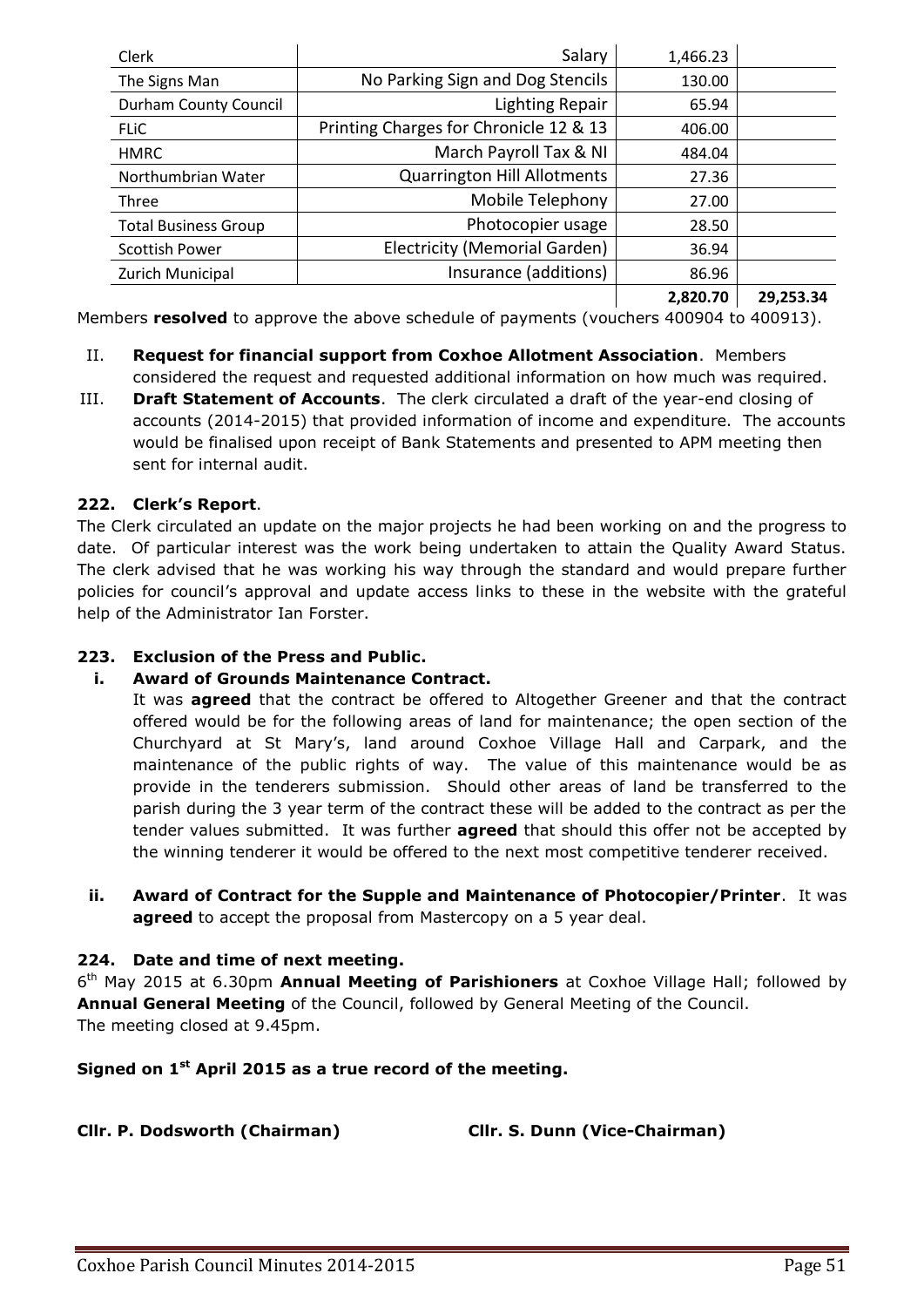| | | | |
|---|---|---|---|
| Clerk | Salary | 1,466.23 | |
| The Signs Man | No Parking Sign and Dog Stencils | 130.00 | |
| Durham County Council | Lighting Repair | 65.94 | |
| FLiC | Printing Charges for Chronicle 12 & 13 | 406.00 | |
| HMRC | March Payroll Tax & NI | 484.04 | |
| Northumbrian Water | Quarrington Hill Allotments | 27.36 | |
| Three | Mobile Telephony | 27.00 | |
| Total Business Group | Photocopier usage | 28.50 | |
| Scottish Power | Electricity (Memorial Garden) | 36.94 | |
| Zurich Municipal | Insurance (additions) | 86.96 | |
| | | **2,820.70** | **29,253.34** |

Members **resolved** to approve the above schedule of payments (vouchers 400904 to 400913).

II. **Request for financial support from Coxhoe Allotment Association**. Members considered the request and requested additional information on how much was required.

III. **Draft Statement of Accounts**. The clerk circulated a draft of the year-end closing of accounts (2014-2015) that provided information of income and expenditure. The accounts would be finalised upon receipt of Bank Statements and presented to APM meeting then sent for internal audit.

### 222. Clerk's Report.

The Clerk circulated an update on the major projects he had been working on and the progress to date. Of particular interest was the work being undertaken to attain the Quality Award Status. The clerk advised that he was working his way through the standard and would prepare further policies for council's approval and update access links to these in the website with the grateful help of the Administrator Ian Forster.

### 223. Exclusion of the Press and Public.

**i. Award of Grounds Maintenance Contract.**

It was **agreed** that the contract be offered to Altogether Greener and that the contract offered would be for the following areas of land for maintenance; the open section of the Churchyard at St Mary's, land around Coxhoe Village Hall and Carpark, and the maintenance of the public rights of way. The value of this maintenance would be as provide in the tenderers submission. Should other areas of land be transferred to the parish during the 3 year term of the contract these will be added to the contract as per the tender values submitted. It was further **agreed** that should this offer not be accepted by the winning tenderer it would be offered to the next most competitive tenderer received.

**ii. Award of Contract for the Supple and Maintenance of Photocopier/Printer**. It was **agreed** to accept the proposal from Mastercopy on a 5 year deal.

### 224. Date and time of next meeting.

6th May 2015 at 6.30pm **Annual Meeting of Parishioners** at Coxhoe Village Hall; followed by **Annual General Meeting** of the Council, followed by General Meeting of the Council.
The meeting closed at 9.45pm.

**Signed on 1st April 2015 as a true record of the meeting.**

**Cllr. P. Dodsworth (Chairman)** **Cllr. S. Dunn (Vice-Chairman)**